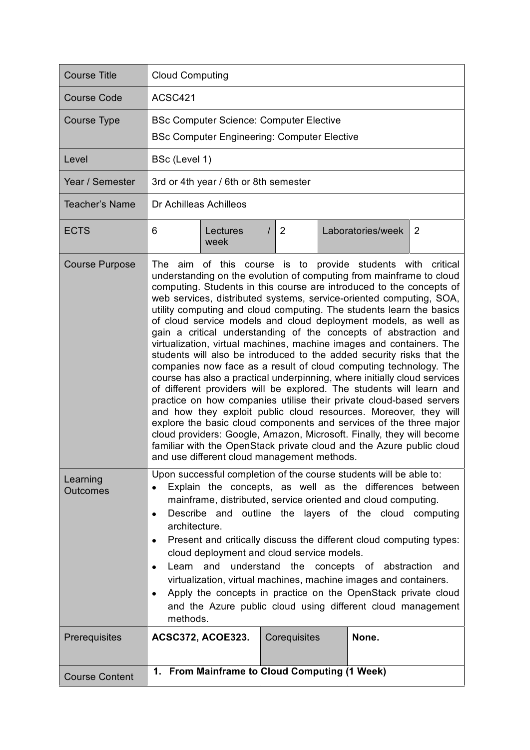| Course Title | Cloud Computing | | | | |
|---|---|---|---|---|---|
| Course Code | ACSC421 | | | | |
| Course Type | BSc Computer Science: Computer Elective<br>BSc Computer Engineering: Computer Elective | | | | |
| Level | BSc (Level 1) | | | | |
| Year / Semester | 3rd or 4th year / 6th or 8th semester | | | | |
| Teacher's Name | Dr Achilleas Achilleos | | | | |
| ECTS | 6 | Lectures / week | 2 | Laboratories/week | 2 |
| Course Purpose | The aim of this course is to provide students with critical understanding on the evolution of computing from mainframe to cloud computing. Students in this course are introduced to the concepts of web services, distributed systems, service-oriented computing, SOA, utility computing and cloud computing. The students learn the basics of cloud service models and cloud deployment models, as well as gain a critical understanding of the concepts of abstraction and virtualization, virtual machines, machine images and containers. The students will also be introduced to the added security risks that the companies now face as a result of cloud computing technology. The course has also a practical underpinning, where initially cloud services of different providers will be explored. The students will learn and practice on how companies utilise their private cloud-based servers and how they exploit public cloud resources. Moreover, they will explore the basic cloud components and services of the three major cloud providers: Google, Amazon, Microsoft. Finally, they will become familiar with the OpenStack private cloud and the Azure public cloud and use different cloud management methods. | | | | |
| Learning Outcomes | Upon successful completion of the course students will be able to:<br>• Explain the concepts, as well as the differences between mainframe, distributed, service oriented and cloud computing.<br>• Describe and outline the layers of the cloud computing architecture.<br>• Present and critically discuss the different cloud computing types: cloud deployment and cloud service models.<br>• Learn and understand the concepts of abstraction and virtualization, virtual machines, machine images and containers.<br>• Apply the concepts in practice on the OpenStack private cloud and the Azure public cloud using different cloud management methods. | | | | |
| Prerequisites | **ACSC372, ACOE323.** | Corequisites | **None.** | | |
| Course Content | **1. From Mainframe to Cloud Computing (1 Week)** | | | | |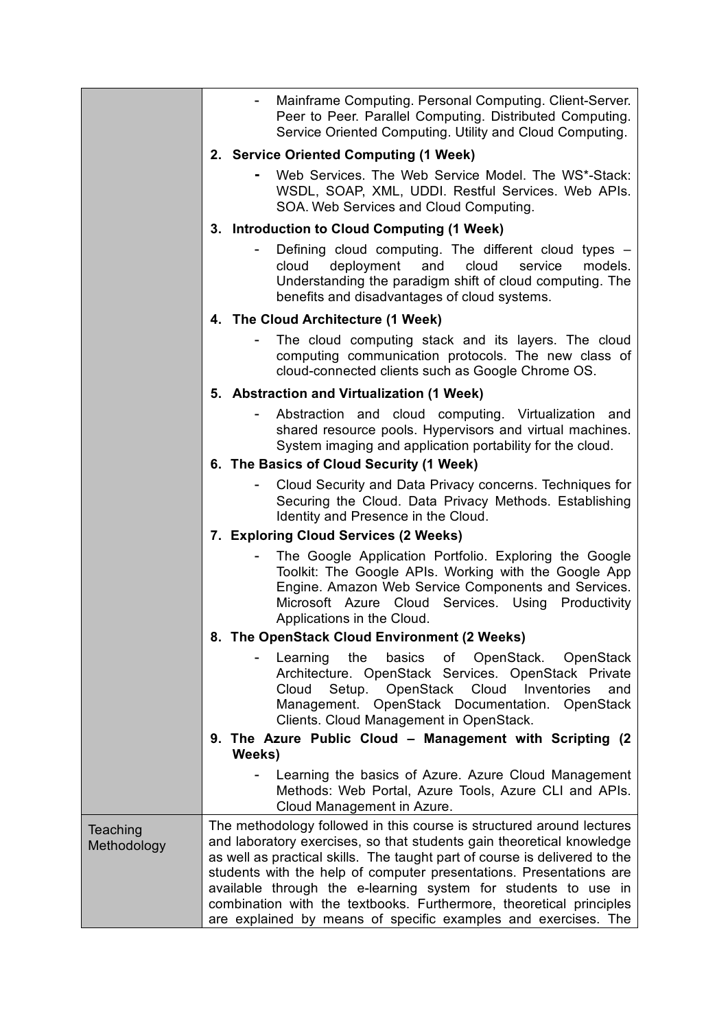| | |
|---|---|
| | - Mainframe Computing. Personal Computing. Client-Server. Peer to Peer. Parallel Computing. Distributed Computing. Service Oriented Computing. Utility and Cloud Computing.<br><br>**2. Service Oriented Computing (1 Week)**<br>- Web Services. The Web Service Model. The WS*-Stack: WSDL, SOAP, XML, UDDI. Restful Services. Web APIs. SOA. Web Services and Cloud Computing.<br><br>**3. Introduction to Cloud Computing (1 Week)**<br>- Defining cloud computing. The different cloud types – cloud deployment and cloud service models. Understanding the paradigm shift of cloud computing. The benefits and disadvantages of cloud systems.<br><br>**4. The Cloud Architecture (1 Week)**<br>- The cloud computing stack and its layers. The cloud computing communication protocols. The new class of cloud-connected clients such as Google Chrome OS.<br><br>**5. Abstraction and Virtualization (1 Week)**<br>- Abstraction and cloud computing. Virtualization and shared resource pools. Hypervisors and virtual machines. System imaging and application portability for the cloud.<br><br>**6. The Basics of Cloud Security (1 Week)**<br>- Cloud Security and Data Privacy concerns. Techniques for Securing the Cloud. Data Privacy Methods. Establishing Identity and Presence in the Cloud.<br><br>**7. Exploring Cloud Services (2 Weeks)**<br>- The Google Application Portfolio. Exploring the Google Toolkit: The Google APIs. Working with the Google App Engine. Amazon Web Service Components and Services. Microsoft Azure Cloud Services. Using Productivity Applications in the Cloud.<br><br>**8. The OpenStack Cloud Environment (2 Weeks)**<br>- Learning the basics of OpenStack. OpenStack Architecture. OpenStack Services. OpenStack Private Cloud Setup. OpenStack Cloud Inventories and Management. OpenStack Documentation. OpenStack Clients. Cloud Management in OpenStack.<br><br>**9. The Azure Public Cloud – Management with Scripting (2 Weeks)**<br>- Learning the basics of Azure. Azure Cloud Management Methods: Web Portal, Azure Tools, Azure CLI and APIs. Cloud Management in Azure. |
| Teaching Methodology | The methodology followed in this course is structured around lectures and laboratory exercises, so that students gain theoretical knowledge as well as practical skills. The taught part of course is delivered to the students with the help of computer presentations. Presentations are available through the e-learning system for students to use in combination with the textbooks. Furthermore, theoretical principles are explained by means of specific examples and exercises. The |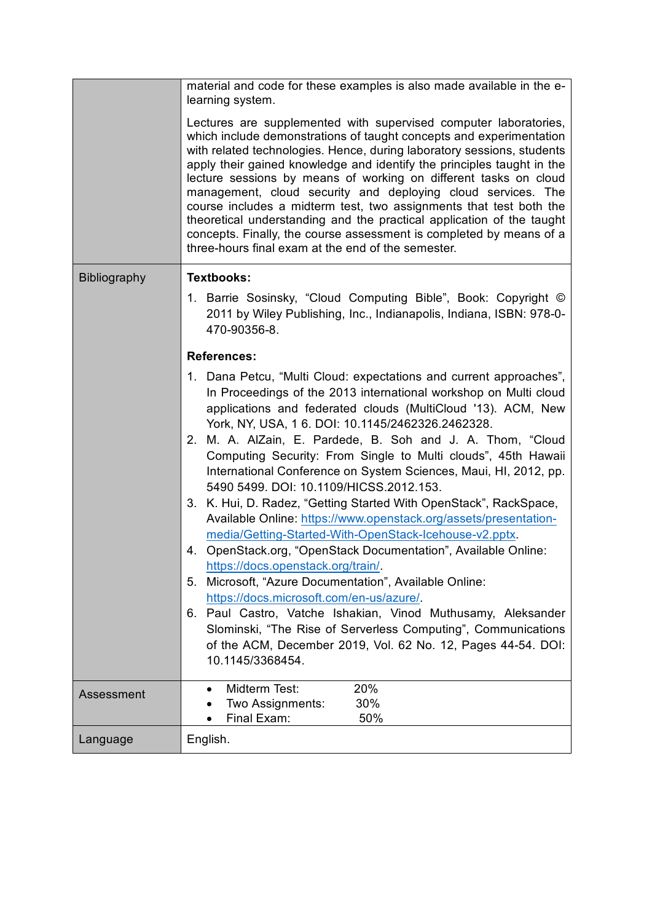| | |
|---|---|
| | material and code for these examples is also made available in the e-learning system.<br><br>Lectures are supplemented with supervised computer laboratories, which include demonstrations of taught concepts and experimentation with related technologies. Hence, during laboratory sessions, students apply their gained knowledge and identify the principles taught in the lecture sessions by means of working on different tasks on cloud management, cloud security and deploying cloud services. The course includes a midterm test, two assignments that test both the theoretical understanding and the practical application of the taught concepts. Finally, the course assessment is completed by means of a three-hours final exam at the end of the semester. |
| Bibliography | **Textbooks:**<br><br>1. Barrie Sosinsky, "Cloud Computing Bible", Book: Copyright © 2011 by Wiley Publishing, Inc., Indianapolis, Indiana, ISBN: 978-0-470-90356-8.<br><br>**References:**<br><br>1. Dana Petcu, "Multi Cloud: expectations and current approaches", In Proceedings of the 2013 international workshop on Multi cloud applications and federated clouds (MultiCloud '13). ACM, New York, NY, USA, 1 6. DOI: 10.1145/2462326.2462328.<br>2. M. A. AlZain, E. Pardede, B. Soh and J. A. Thom, "Cloud Computing Security: From Single to Multi clouds", 45th Hawaii International Conference on System Sciences, Maui, HI, 2012, pp. 5490 5499. DOI: 10.1109/HICSS.2012.153.<br>3. K. Hui, D. Radez, "Getting Started With OpenStack", RackSpace, Available Online: https://www.openstack.org/assets/presentation-media/Getting-Started-With-OpenStack-Icehouse-v2.pptx.<br>4. OpenStack.org, "OpenStack Documentation", Available Online: https://docs.openstack.org/train/.<br>5. Microsoft, "Azure Documentation", Available Online: https://docs.microsoft.com/en-us/azure/.<br>6. Paul Castro, Vatche Ishakian, Vinod Muthusamy, Aleksander Slominski, "The Rise of Serverless Computing", Communications of the ACM, December 2019, Vol. 62 No. 12, Pages 44-54. DOI: 10.1145/3368454. |
| Assessment | • Midterm Test: 20%<br>• Two Assignments: 30%<br>• Final Exam: 50% |
| Language | English. |